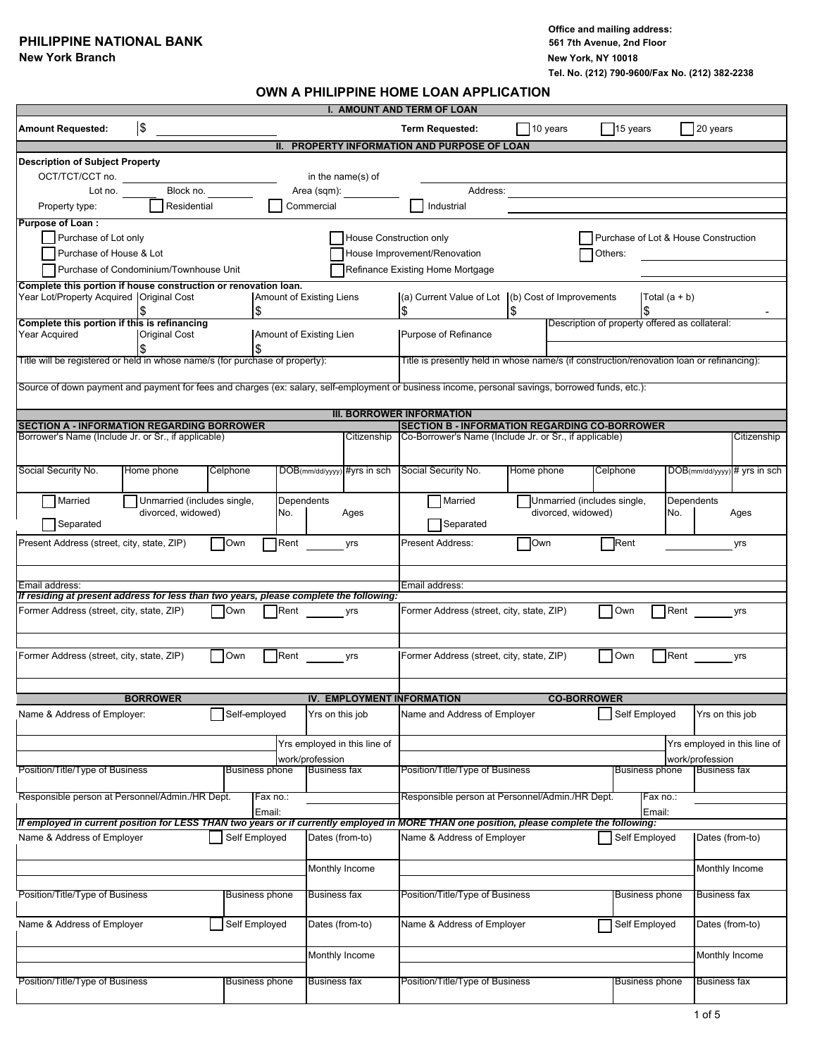**PHILIPPINE NATIONAL BANK**
**New York Branch**

**Office and mailing address:**
**561 7th Avenue, 2nd Floor**
**New York, NY 10018**
**Tel. No. (212) 790-9600/Fax No. (212) 382-2238**

# OWN A PHILIPPINE HOME LOAN APPLICATION

## I. AMOUNT AND TERM OF LOAN

**Amount Requested:** $ ______________ **Term Requested:** ☐ 10 years ☐ 15 years ☐ 20 years

## II. PROPERTY INFORMATION AND PURPOSE OF LOAN

**Description of Subject Property**

OCT/TCT/CCT no. ______________ in the name(s) of ______________

Lot no. ______ Block no. ______ Area (sqm): ______ Address: ______________

Property type: ☐ Residential ☐ Commercial ☐ Industrial

**Purpose of Loan :**

- ☐ Purchase of Lot only
- ☐ House Construction only
- ☐ Purchase of Lot & House Construction
- ☐ Purchase of House & Lot
- ☐ House Improvement/Renovation
- ☐ Others: ______________
- ☐ Purchase of Condominium/Townhouse Unit
- ☐ Refinance Existing Home Mortgage

**Complete this portion if house construction or renovation loan.**

| Year Lot/Property Acquired | Original Cost | Amount of Existing Liens | (a) Current Value of Lot | (b) Cost of Improvements | Total (a + b) |
|---|---|---|---|---|---|
| | $ | $ | $ | $ | $ - |

**Complete this portion if this is refinancing**

| Year Acquired | Original Cost | Amount of Existing Lien | Purpose of Refinance | Description of property offered as collateral: |
|---|---|---|---|---|
| | $ | $ | | |

Title will be registered or held in whose name/s (for purchase of property):

Title is presently held in whose name/s (if construction/renovation loan or refinancing):

Source of down payment and payment for fees and charges (ex: salary, self-employment or business income, personal savings, borrowed funds, etc.):

## III. BORROWER INFORMATION

### SECTION A - INFORMATION REGARDING BORROWER

Borrower's Name (Include Jr. or Sr., if applicable) | Citizenship

| Social Security No. | Home phone | Celphone | DOB(mm/dd/yyyy) | #yrs in sch |
|---|---|---|---|---|
| | | | | |

☐ Married ☐ Unmarried (includes single, divorced, widowed) ☐ Separated | Dependents No. | Ages

Present Address (street, city, state, ZIP) ☐ Own ☐ Rent ______ yrs

Email address:

*If residing at present address for less than two years, please complete the following:*

Former Address (street, city, state, ZIP) ☐ Own ☐ Rent ______ yrs

Former Address (street, city, state, ZIP) ☐ Own ☐ Rent ______ yrs

### SECTION B - INFORMATION REGARDING CO-BORROWER

Co-Borrower's Name (Include Jr. or Sr., if applicable) | Citizenship

| Social Security No. | Home phone | Celphone | DOB(mm/dd/yyyy) | # yrs in sch |
|---|---|---|---|---|
| | | | | |

☐ Married ☐ Unmarried (includes single, divorced, widowed) ☐ Separated | Dependents No. | Ages

Present Address: ☐ Own ☐ Rent ______ yrs

Email address:

Former Address (street, city, state, ZIP) ☐ Own ☐ Rent ______ yrs

Former Address (street, city, state, ZIP) ☐ Own ☐ Rent ______ yrs

## IV. EMPLOYMENT INFORMATION

### BORROWER

Name & Address of Employer: ☐ Self-employed | Yrs on this job | Yrs employed in this line of work/profession

| Position/Title/Type of Business | Business phone | Business fax |
|---|---|---|
| | | |

Responsible person at Personnel/Admin./HR Dept. | Fax no.: | Email:

### CO-BORROWER

Name and Address of Employer ☐ Self Employed | Yrs on this job | Yrs employed in this line of work/profession

| Position/Title/Type of Business | Business phone | Business fax |
|---|---|---|
| | | |

Responsible person at Personnel/Admin./HR Dept. | Fax no.: | Email:

*If employed in current position for LESS THAN two years or if currently employed in MORE THAN one position, please complete the following:*

**Borrower**

| Name & Address of Employer ☐ Self Employed | | Dates (from-to) |
|---|---|---|
| | | Monthly Income |
| Position/Title/Type of Business | Business phone | Business fax |
| Name & Address of Employer ☐ Self Employed | | Dates (from-to) |
| | | Monthly Income |
| Position/Title/Type of Business | Business phone | Business fax |

**Co-Borrower**

| Name & Address of Employer ☐ Self Employed | | Dates (from-to) |
|---|---|---|
| | | Monthly Income |
| Position/Title/Type of Business | Business phone | Business fax |
| Name & Address of Employer ☐ Self Employed | | Dates (from-to) |
| | | Monthly Income |
| Position/Title/Type of Business | Business phone | Business fax |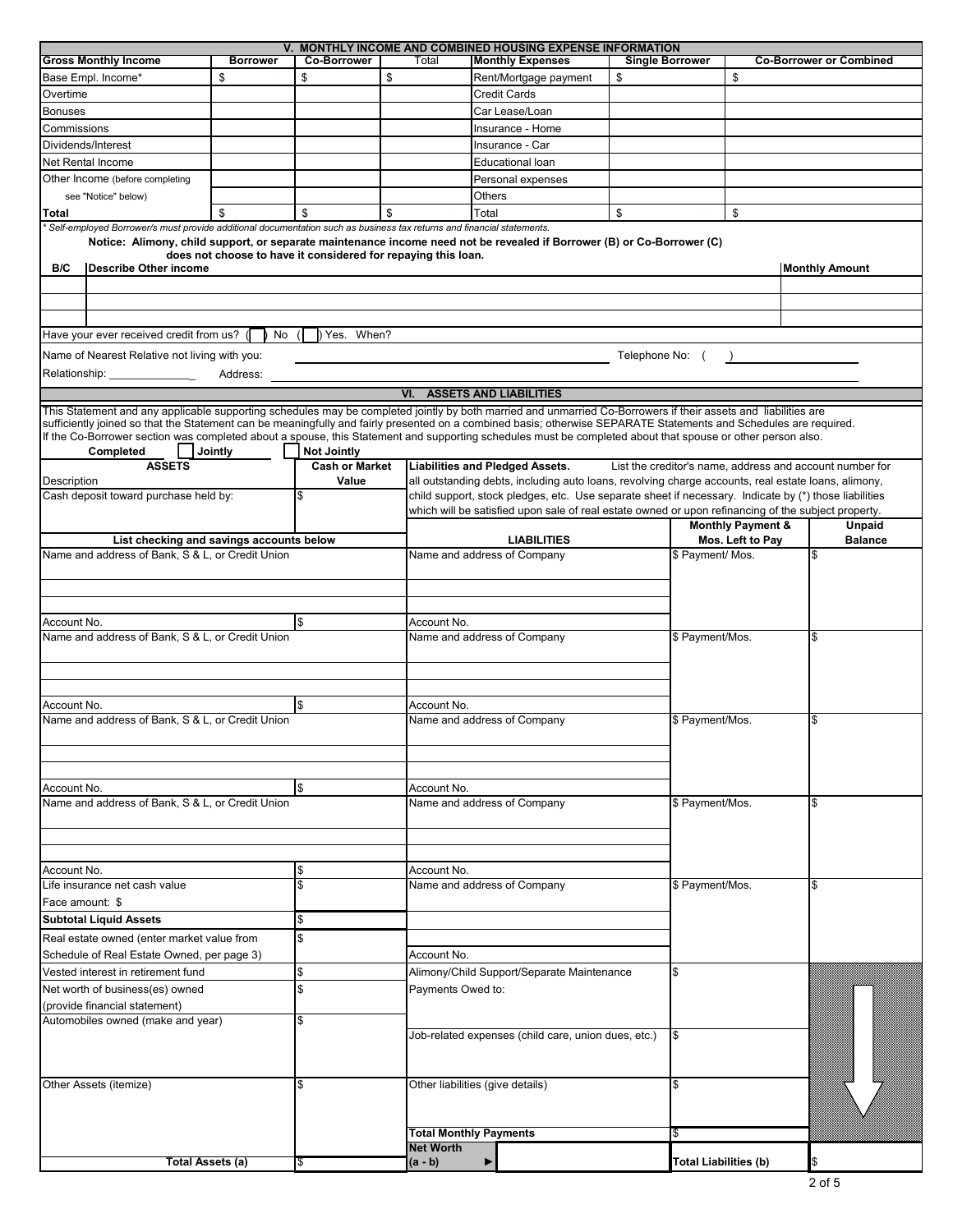## V. MONTHLY INCOME AND COMBINED HOUSING EXPENSE INFORMATION

| Gross Monthly Income | Borrower | Co-Borrower | Total | Monthly Expenses | Single Borrower | Co-Borrower or Combined |
|---|---|---|---|---|---|---|
| Base Empl. Income* | $ | $ | $ | Rent/Mortgage payment | $ | $ |
| Overtime | | | | Credit Cards | | |
| Bonuses | | | | Car Lease/Loan | | |
| Commissions | | | | Insurance - Home | | |
| Dividends/Interest | | | | Insurance - Car | | |
| Net Rental Income | | | | Educational loan | | |
| Other Income (before completing see "Notice" below) | | | | Personal expenses | | |
| | | | | Others | | |
| **Total** | $ | $ | $ | Total | $ | $ |

*\* Self-employed Borrower/s must provide additional documentation such as business tax returns and financial statements.*

**Notice: Alimony, child support, or separate maintenance income need not be revealed if Borrower (B) or Co-Borrower (C) does not choose to have it considered for repaying this loan.**

| B/C | Describe Other income | Monthly Amount |
|---|---|---|
| | | |
| | | |
| | | |

Have your ever received credit from us? ( ) No ( ) Yes. When?

Name of Nearest Relative not living with you: ______________________ Telephone No: ( ) __________

Relationship: ______________ Address: ______________________

## VI. ASSETS AND LIABILITIES

This Statement and any applicable supporting schedules may be completed jointly by both married and unmarried Co-Borrowers if their assets and liabilities are sufficiently joined so that the Statement can be meaningfully and fairly presented on a combined basis; otherwise SEPARATE Statements and Schedules are required. If the Co-Borrower section was completed about a spouse, this Statement and supporting schedules must be completed about that spouse or other person also.

**Completed** ☐ **Jointly** ☐ **Not Jointly**

| ASSETS Description | Cash or Market Value | Liabilities and Pledged Assets. List the creditor's name, address and account number for all outstanding debts, including auto loans, revolving charge accounts, real estate loans, alimony, child support, stock pledges, etc. Use separate sheet if necessary. Indicate by (*) those liabilities which will be satisfied upon sale of real estate owned or upon refinancing of the subject property. | | |
|---|---|---|---|---|
| Cash deposit toward purchase held by: | $ | | | |
| **List checking and savings accounts below** | | **LIABILITIES** | **Monthly Payment & Mos. Left to Pay** | **Unpaid Balance** |
| Name and address of Bank, S & L, or Credit Union | | Name and address of Company | $ Payment/ Mos. | $ |
| Account No. | $ | Account No. | | |
| Name and address of Bank, S & L, or Credit Union | | Name and address of Company | $ Payment/Mos. | $ |
| Account No. | $ | Account No. | | |
| Name and address of Bank, S & L, or Credit Union | | Name and address of Company | $ Payment/Mos. | $ |
| Account No. | $ | Account No. | | |
| Name and address of Bank, S & L, or Credit Union | | Name and address of Company | $ Payment/Mos. | $ |
| Account No. | $ | Account No. | | |
| Life insurance net cash value | $ | Name and address of Company | $ Payment/Mos. | $ |
| Face amount: $ | | | | |
| **Subtotal Liquid Assets** | $ | | | |
| Real estate owned (enter market value from Schedule of Real Estate Owned, per page 3) | $ | Account No. | | |
| Vested interest in retirement fund | $ | Alimony/Child Support/Separate Maintenance Payments Owed to: | $ | |
| Net worth of business(es) owned (provide financial statement) | $ | | | |
| Automobiles owned (make and year) | $ | Job-related expenses (child care, union dues, etc.) | $ | |
| Other Assets (itemize) | $ | Other liabilities (give details) | $ | |
| | | **Total Monthly Payments** | $ | |
| **Total Assets (a)** | $ | **Net Worth (a - b)** ▶ | **Total Liabilities (b)** | $ |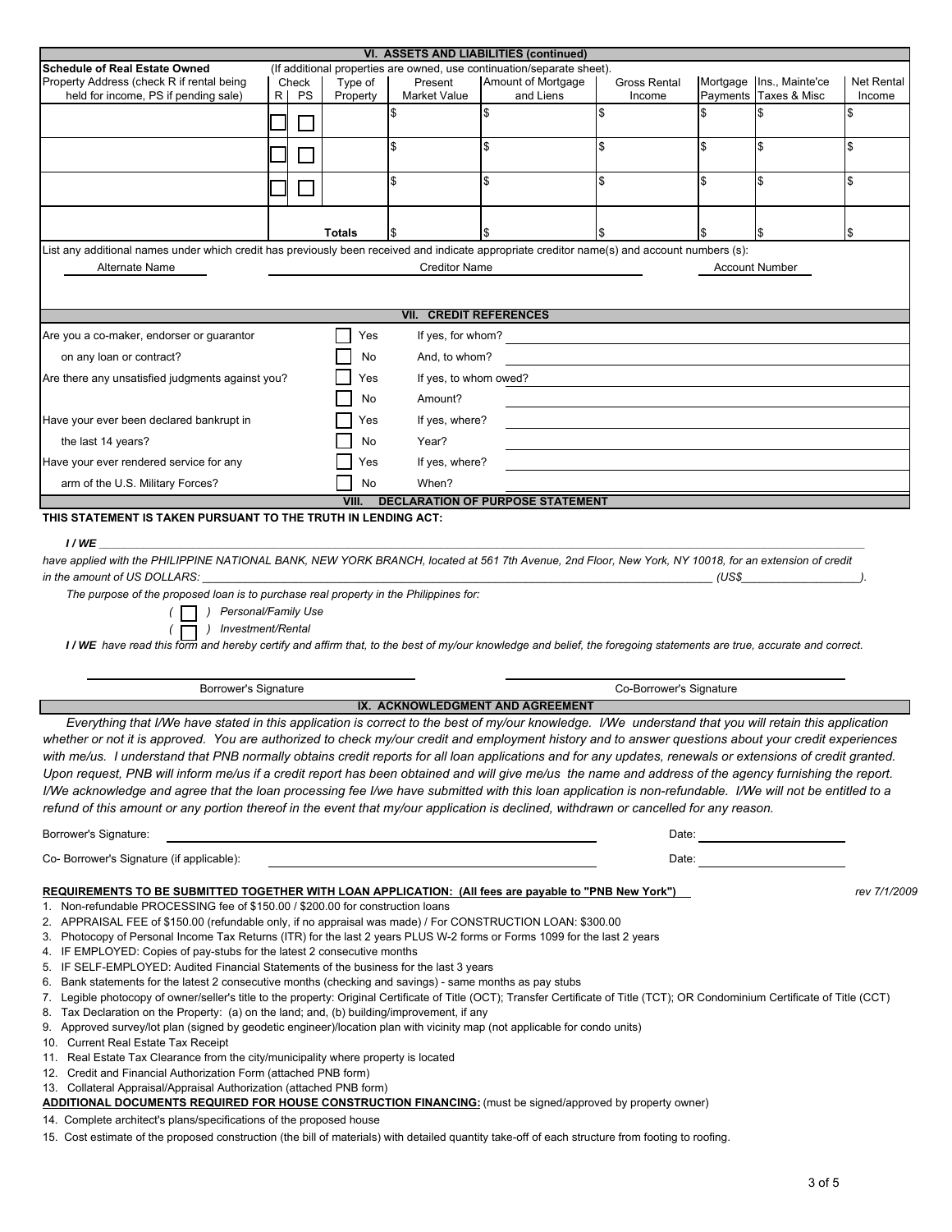## VI. ASSETS AND LIABILITIES (continued)

**Schedule of Real Estate Owned** (If additional properties are owned, use continuation/separate sheet).

| Property Address (check R if rental being held for income, PS if pending sale) | Check R | Check PS | Type of Property | Present Market Value | Amount of Mortgage and Liens | Gross Rental Income | Mortgage Payments | Ins., Mainte'ce Taxes & Misc | Net Rental Income |
|---|---|---|---|---|---|---|---|---|---|
| | ☐ | ☐ | | $ | $ | $ | $ | $ | $ |
| | ☐ | ☐ | | $ | $ | $ | $ | $ | $ |
| | ☐ | ☐ | | $ | $ | $ | $ | $ | $ |
| | | | **Totals** | $ | $ | $ | $ | $ | $ |

List any additional names under which credit has previously been received and indicate appropriate creditor name(s) and account numbers (s):

| Alternate Name | Creditor Name | Account Number |
|---|---|---|
| | | |

## VII. CREDIT REFERENCES

| | | |
|---|---|---|
| Are you a co-maker, endorser or guarantor | ☐ Yes | If yes, for whom? |
| on any loan or contract? | ☐ No | And, to whom? |
| Are there any unsatisfied judgments against you? | ☐ Yes | If yes, to whom owed? |
| | ☐ No | Amount? |
| Have your ever been declared bankrupt in | ☐ Yes | If yes, where? |
| the last 14 years? | ☐ No | Year? |
| Have your ever rendered service for any | ☐ Yes | If yes, where? |
| arm of the U.S. Military Forces? | ☐ No | When? |

## VIII. DECLARATION OF PURPOSE STATEMENT

**THIS STATEMENT IS TAKEN PURSUANT TO THE TRUTH IN LENDING ACT:**

***I / WE*** ________________________________________________

*have applied with the PHILIPPINE NATIONAL BANK, NEW YORK BRANCH, located at 561 7th Avenue, 2nd Floor, New York, NY 10018, for an extension of credit in the amount of US DOLLARS: ________________________ (US$__________).*

*The purpose of the proposed loan is to purchase real property in the Philippines for:*

*( ☐ ) Personal/Family Use*

*( ☐ ) Investment/Rental*

***I / WE** have read this form and hereby certify and affirm that, to the best of my/our knowledge and belief, the foregoing statements are true, accurate and correct.*

Borrower's Signature ____________________ Co-Borrower's Signature ____________________

## IX. ACKNOWLEDGMENT AND AGREEMENT

*Everything that I/We have stated in this application is correct to the best of my/our knowledge. I/We understand that you will retain this application whether or not it is approved. You are authorized to check my/our credit and employment history and to answer questions about your credit experiences with me/us. I understand that PNB normally obtains credit reports for all loan applications and for any updates, renewals or extensions of credit granted. Upon request, PNB will inform me/us if a credit report has been obtained and will give me/us the name and address of the agency furnishing the report. I/We acknowledge and agree that the loan processing fee I/we have submitted with this loan application is non-refundable. I/We will not be entitled to a refund of this amount or any portion thereof in the event that my/our application is declined, withdrawn or cancelled for any reason.*

Borrower's Signature: ______________________ Date: __________

Co- Borrower's Signature (if applicable): ______________________ Date: __________

**REQUIREMENTS TO BE SUBMITTED TOGETHER WITH LOAN APPLICATION: (All fees are payable to "PNB New York")**

*rev 7/1/2009*

1. Non-refundable PROCESSING fee of $150.00 / $200.00 for construction loans
2. APPRAISAL FEE of $150.00 (refundable only, if no appraisal was made) / For CONSTRUCTION LOAN: $300.00
3. Photocopy of Personal Income Tax Returns (ITR) for the last 2 years PLUS W-2 forms or Forms 1099 for the last 2 years
4. IF EMPLOYED: Copies of pay-stubs for the latest 2 consecutive months
5. IF SELF-EMPLOYED: Audited Financial Statements of the business for the last 3 years
6. Bank statements for the latest 2 consecutive months (checking and savings) - same months as pay stubs
7. Legible photocopy of owner/seller's title to the property: Original Certificate of Title (OCT); Transfer Certificate of Title (TCT); OR Condominium Certificate of Title (CCT)
8. Tax Declaration on the Property: (a) on the land; and, (b) building/improvement, if any
9. Approved survey/lot plan (signed by geodetic engineer)/location plan with vicinity map (not applicable for condo units)
10. Current Real Estate Tax Receipt
11. Real Estate Tax Clearance from the city/municipality where property is located
12. Credit and Financial Authorization Form (attached PNB form)
13. Collateral Appraisal/Appraisal Authorization (attached PNB form)

**ADDITIONAL DOCUMENTS REQUIRED FOR HOUSE CONSTRUCTION FINANCING:** (must be signed/approved by property owner)

14. Complete architect's plans/specifications of the proposed house
15. Cost estimate of the proposed construction (the bill of materials) with detailed quantity take-off of each structure from footing to roofing.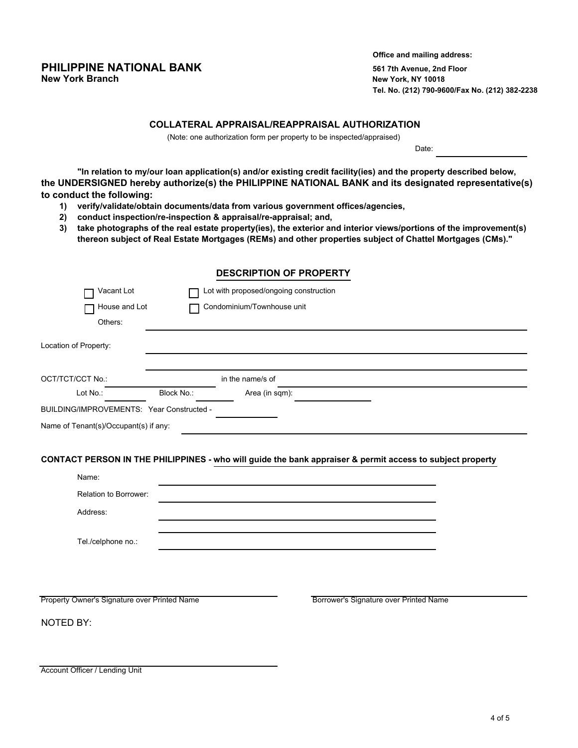**PHILIPPINE NATIONAL BANK**
**New York Branch**

**Office and mailing address:**
**561 7th Avenue, 2nd Floor**
**New York, NY 10018**
**Tel. No. (212) 790-9600/Fax No. (212) 382-2238**

## COLLATERAL APPRAISAL/REAPPRAISAL AUTHORIZATION

(Note: one authorization form per property to be inspected/appraised)

Date: ____________________

**"In relation to my/our loan application(s) and/or existing credit facility(ies) and the property described below, the UNDERSIGNED hereby authorize(s) the PHILIPPINE NATIONAL BANK and its designated representative(s) to conduct the following:**

1) **verify/validate/obtain documents/data from various government offices/agencies,**
2) **conduct inspection/re-inspection & appraisal/re-appraisal; and,**
3) **take photographs of the real estate property(ies), the exterior and interior views/portions of the improvement(s) thereon subject of Real Estate Mortgages (REMs) and other properties subject of Chattel Mortgages (CMs)."**

### DESCRIPTION OF PROPERTY

☐ Vacant Lot ☐ Lot with proposed/ongoing construction

☐ House and Lot ☐ Condominium/Townhouse unit

Others: ____________________

Location of Property: ____________________

____________________

OCT/TCT/CCT No.: ____________ in the name/s of ____________________

Lot No.: ________ Block No.: ________ Area (in sqm): ____________

BUILDING/IMPROVEMENTS: Year Constructed - ____________

Name of Tenant(s)/Occupant(s) if any: ____________________

**CONTACT PERSON IN THE PHILIPPINES - who will guide the bank appraiser & permit access to subject property**

Name: ____________________

Relation to Borrower: ____________________

Address: ____________________

____________________

Tel./celphone no.: ____________________

____________________
Property Owner's Signature over Printed Name

____________________
Borrower's Signature over Printed Name

NOTED BY:

____________________
Account Officer / Lending Unit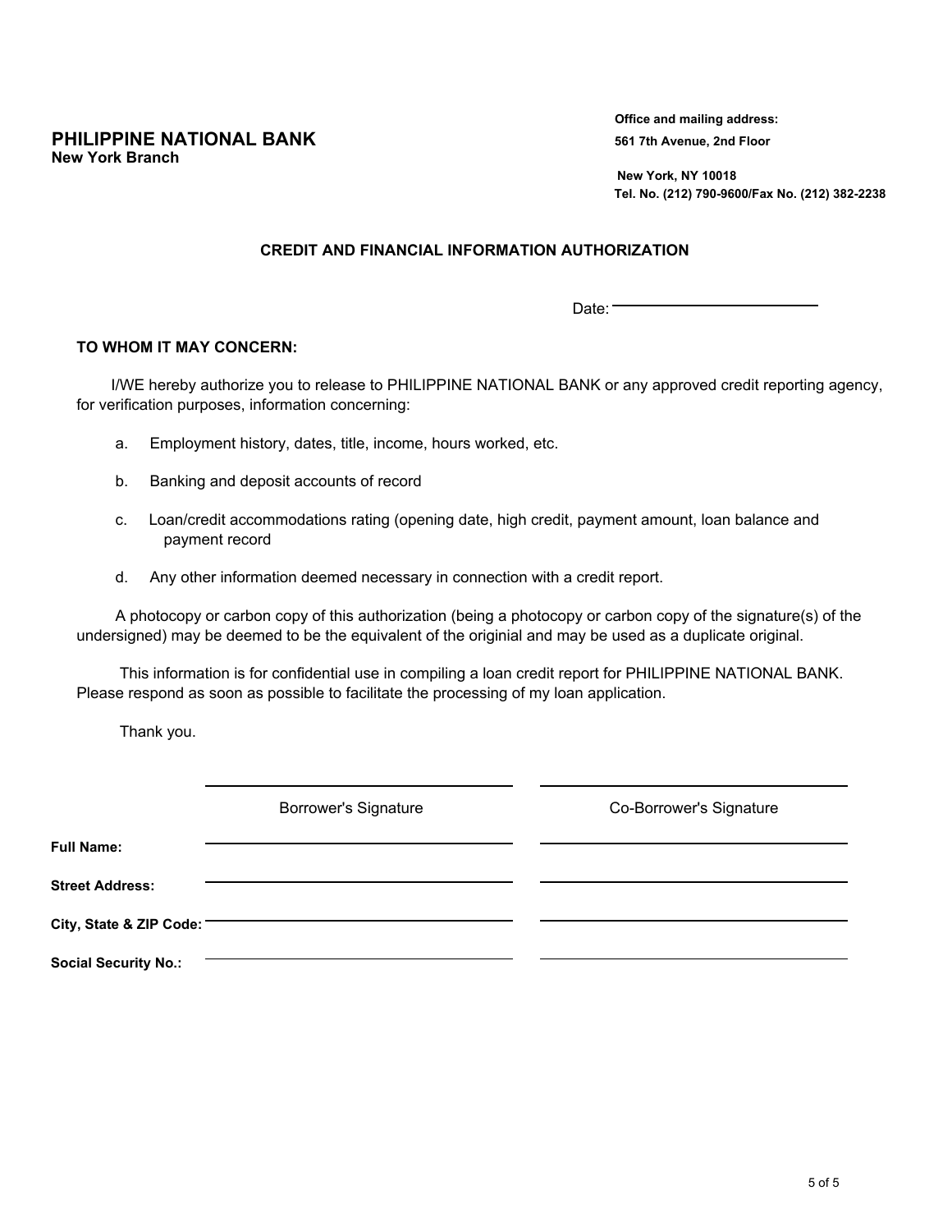## PHILIPPINE NATIONAL BANK
**New York Branch**

**Office and mailing address:**
**561 7th Avenue, 2nd Floor**
**New York, NY 10018**
**Tel. No. (212) 790-9600/Fax No. (212) 382-2238**

### CREDIT AND FINANCIAL INFORMATION AUTHORIZATION

Date: ______________________

**TO WHOM IT MAY CONCERN:**

I/WE hereby authorize you to release to PHILIPPINE NATIONAL BANK or any approved credit reporting agency, for verification purposes, information concerning:

a. Employment history, dates, title, income, hours worked, etc.

b. Banking and deposit accounts of record

c. Loan/credit accommodations rating (opening date, high credit, payment amount, loan balance and payment record

d. Any other information deemed necessary in connection with a credit report.

A photocopy or carbon copy of this authorization (being a photocopy or carbon copy of the signature(s) of the undersigned) may be deemed to be the equivalent of the originial and may be used as a duplicate original.

This information is for confidential use in compiling a loan credit report for PHILIPPINE NATIONAL BANK. Please respond as soon as possible to facilitate the processing of my loan application.

Thank you.

| | Borrower's Signature | Co-Borrower's Signature |
|---|---|---|
| **Full Name:** | | |
| **Street Address:** | | |
| **City, State & ZIP Code:** | | |
| **Social Security No.:** | | |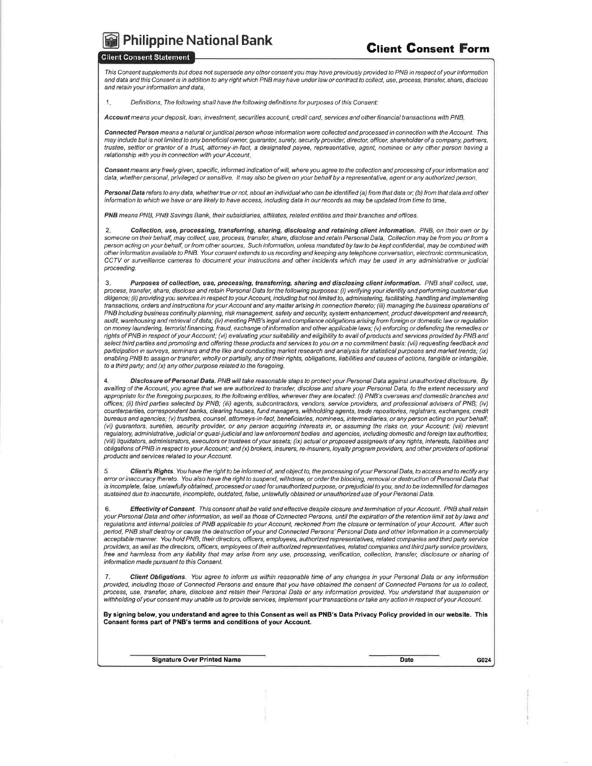# Philippine National Bank

## Client Consent Form

### Client Consent Statement

*This Consent supplements but does not supersede any other consent you may have previously provided to PNB in respect of your information and data and this Consent is in addition to any right which PNB may have under law or contract to collect, use, process, transfer, share, disclose and retain your information and data.*

1. *Definitions. The following shall have the following definitions for purposes of this Consent:*

***Account*** *means your deposit, loan, investment, securities account, credit card, services and other financial transactions with PNB.*

***Connected Person*** *means a natural or juridical person whose information were collected and processed in connection with the Account. This may include but is not limited to any beneficial owner, guarantor, surety, security provider, director, officer, shareholder of a company, partners, trustee, settlor or grantor of a trust, attorney-in-fact, a designated payee, representative, agent, nominee or any other person having a relationship with you in connection with your Account.*

***Consent*** *means any freely given, specific, informed indication of will, where you agree to the collection and processing of your information and data, whether personal, privileged or sensitive. It may also be given on your behalf by a representative, agent or any authorized person.*

***Personal Data*** *refers to any data, whether true or not, about an individual who can be identified (a) from that data or; (b) from that data and other information to which we have or are likely to have access, including data in our records as may be updated from time to time.*

***PNB*** *means PNB, PNB Savings Bank, their subsidiaries, affiliates, related entities and their branches and offices.*

2. ***Collection, use, processing, transferring, sharing, disclosing and retaining client information.*** *PNB, on their own or by someone on their behalf, may collect, use, process, transfer, share, disclose and retain Personal Data. Collection may be from you or from a person acting on your behalf, or from other sources. Such information, unless mandated by law to be kept confidential, may be combined with other information available to PNB. Your consent extends to us recording and keeping any telephone conversation, electronic communication, CCTV or surveillance cameras to document your instructions and other incidents which may be used in any administrative or judicial proceeding.*

3. ***Purposes of collection, use, processing, transferring, sharing and disclosing client information.*** *PNB shall collect, use, process, transfer, share, disclose and retain Personal Data for the following purposes: (i) verifying your identity and performing customer due diligence; (ii) providing you services in respect to your Account, including but not limited to, administering, facilitating, handling and implementing transactions, orders and instructions for your Account and any matter arising in connection thereto; (iii) managing the business operations of PNB including business continuity planning, risk management, safety and security, system enhancement, product development and research, audit, warehousing and retrieval of data; (iv) meeting PNB's legal and compliance obligations arising from foreign or domestic law or regulation on money laundering, terrorist financing, fraud, exchange of information and other applicable laws; (v) enforcing or defending the remedies or rights of PNB in respect of your Account; (vi) evaluating your suitability and eligibility to avail of products and services provided by PNB and select third parties and promoting and offering these products and services to you on a no commitment basis; (vii) requesting feedback and participation in surveys, seminars and the like and conducting market research and analysis for statistical purposes and market trends; (ix) enabling PNB to assign or transfer, wholly or partially, any of their rights, obligations, liabilities and causes of actions, tangible or intangible, to a third party; and (x) any other purpose related to the foregoing.*

4. ***Disclosure of Personal Data.*** *PNB will take reasonable steps to protect your Personal Data against unauthorized disclosure. By availing of the Account, you agree that we are authorized to transfer, disclose and share your Personal Data, to the extent necessary and appropriate for the foregoing purposes, to the following entities, wherever they are located: (i) PNB's overseas and domestic branches and offices; (ii) third parties selected by PNB; (iii) agents, subcontractors, vendors, service providers, and professional advisers of PNB; (iv) counterparties, correspondent banks, clearing houses, fund managers, withholding agents, trade repositories, registrars, exchanges, credit bureaus and agencies; (v) trustees, counsel, attorneys-in-fact, beneficiaries, nominees, intermediaries, or any person acting on your behalf; (vi) guarantors, sureties, security provider, or any person acquiring interests in, or assuming the risks on, your Account; (vii) relevant regulatory, administrative, judicial or quasi-judicial and law enforcement bodies and agencies, including domestic and foreign tax authorities; (viii) liquidators, administrators, executors or trustees of your assets; (ix) actual or proposed assignee/s of any rights, interests, liabilities and obligations of PNB in respect to your Account; and (x) brokers, insurers, re-insurers, loyalty program providers, and other providers of optional products and services related to your Account.*

5. ***Client's Rights.*** *You have the right to be informed of, and object to, the processing of your Personal Data, to access and to rectify any error or inaccuracy thereto. You also have the right to suspend, withdraw, or order the blocking, removal or destruction of Personal Data that is incomplete, false, unlawfully obtained, processed or used for unauthorized purpose, or prejudicial to you, and to be indemnified for damages sustained due to inaccurate, incomplete, outdated, false, unlawfully obtained or unauthorized use of your Personal Data.*

6. ***Effectivity of Consent.*** *This consent shall be valid and effective despite closure and termination of your Account. PNB shall retain your Personal Data and other information, as well as those of Connected Persons, until the expiration of the retention limit set by laws and regulations and internal policies of PNB applicable to your Account, reckoned from the closure or termination of your Account. After such period, PNB shall destroy or cause the destruction of your and Connected Persons' Personal Data and other information in a commercially acceptable manner. You hold PNB, their directors, officers, employees, authorized representatives, related companies and third party service providers, as well as the directors, officers, employees of their authorized representatives, related companies and third party service providers, free and harmless from any liability that may arise from any use, processing, verification, collection, transfer, disclosure or sharing of information made pursuant to this Consent.*

7. ***Client Obligations.*** *You agree to inform us within reasonable time of any changes in your Personal Data or any information provided, including those of Connected Persons and ensure that you have obtained the consent of Connected Persons for us to collect, process, use, transfer, share, disclose and retain their Personal Data or any information provided. You understand that suspension or withholding of your consent may unable us to provide services, implement your transactions or take any action in respect of your Account.*

**By signing below, you understand and agree to this Consent as well as PNB's Data Privacy Policy provided in our website. This Consent forms part of PNB's terms and conditions of your Account.**

**Signature Over Printed Name** ____________________ **Date** ____________

G024